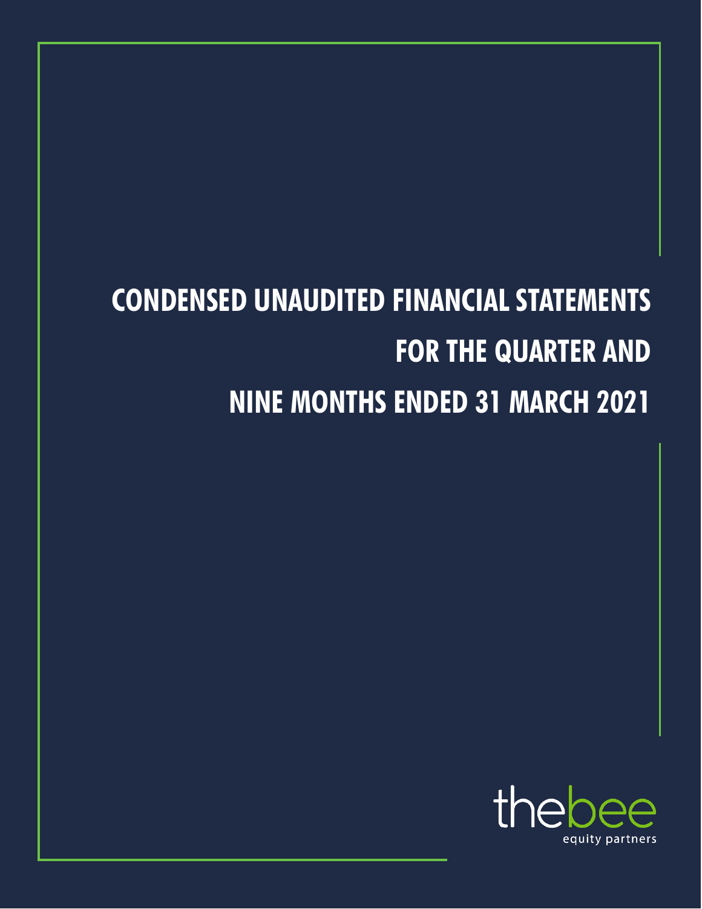# CONDENSED UNAUDITED FINANCIAL STATEMENTS FOR THE QUARTER AND NINE MONTHS ENDED 31 MARCH 2021

thebee

equity partners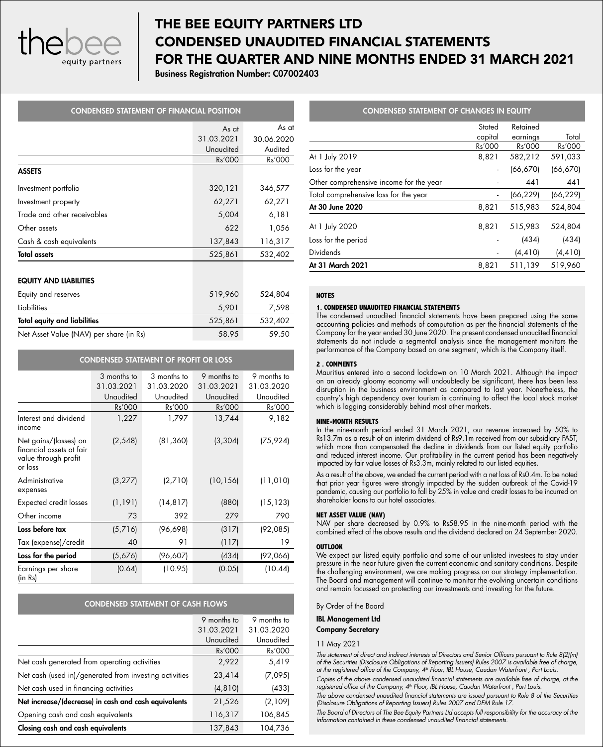# THE BEE EQUITY PARTNERS LTD
# CONDENSED UNAUDITED FINANCIAL STATEMENTS FOR THE QUARTER AND NINE MONTHS ENDED 31 MARCH 2021

**Business Registration Number: C07002403**

## CONDENSED STATEMENT OF FINANCIAL POSITION

| | As at 31.03.2021 Unaudited | As at 30.06.2020 Audited |
|---|---|---|
| | Rs'000 | Rs'000 |
| **ASSETS** | | |
| Investment portfolio | 320,121 | 346,577 |
| Investment property | 62,271 | 62,271 |
| Trade and other receivables | 5,004 | 6,181 |
| Other assets | 622 | 1,056 |
| Cash & cash equivalents | 137,843 | 116,317 |
| **Total assets** | 525,861 | 532,402 |
| **EQUITY AND LIABILITIES** | | |
| Equity and reserves | 519,960 | 524,804 |
| Liabilities | 5,901 | 7,598 |
| **Total equity and liabilities** | 525,861 | 532,402 |
| Net Asset Value (NAV) per share (in Rs) | 58.95 | 59.50 |

## CONDENSED STATEMENT OF PROFIT OR LOSS

| | 3 months to 31.03.2021 Unaudited | 3 months to 31.03.2020 Unaudited | 9 months to 31.03.2021 Unaudited | 9 months to 31.03.2020 Unaudited |
|---|---|---|---|---|
| | Rs'000 | Rs'000 | Rs'000 | Rs'000 |
| Interest and dividend income | 1,227 | 1,797 | 13,744 | 9,182 |
| Net gains/(losses) on financial assets at fair value through profit or loss | (2,548) | (81,360) | (3,304) | (75,924) |
| Administrative expenses | (3,277) | (2,710) | (10,156) | (11,010) |
| Expected credit losses | (1,191) | (14,817) | (880) | (15,123) |
| Other income | 73 | 392 | 279 | 790 |
| **Loss before tax** | (5,716) | (96,698) | (317) | (92,085) |
| Tax (expense)/credit | 40 | 91 | (117) | 19 |
| **Loss for the period** | (5,676) | (96,607) | (434) | (92,066) |
| Earnings per share (in Rs) | (0.64) | (10.95) | (0.05) | (10.44) |

## CONDENSED STATEMENT OF CASH FLOWS

| | 9 months to 31.03.2021 Unaudited | 9 months to 31.03.2020 Unaudited |
|---|---|---|
| | Rs'000 | Rs'000 |
| Net cash generated from operating activities | 2,922 | 5,419 |
| Net cash (used in)/generated from investing activities | 23,414 | (7,095) |
| Net cash used in financing activities | (4,810) | (433) |
| **Net increase/(decrease) in cash and cash equivalents** | 21,526 | (2,109) |
| Opening cash and cash equivalents | 116,317 | 106,845 |
| **Closing cash and cash equivalents** | 137,843 | 104,736 |

## CONDENSED STATEMENT OF CHANGES IN EQUITY

| | Stated capital | Retained earnings | Total |
|---|---|---|---|
| | Rs'000 | Rs'000 | Rs'000 |
| At 1 July 2019 | 8,821 | 582,212 | 591,033 |
| Loss for the year | - | (66,670) | (66,670) |
| Other comprehensive income for the year | - | 441 | 441 |
| Total comprehensive loss for the year | - | (66,229) | (66,229) |
| **At 30 June 2020** | 8,821 | 515,983 | 524,804 |
| At 1 July 2020 | 8,821 | 515,983 | 524,804 |
| Loss for the period | - | (434) | (434) |
| Dividends | - | (4,410) | (4,410) |
| **At 31 March 2021** | 8,821 | 511,139 | 519,960 |

## NOTES

### 1. CONDENSED UNAUDITED FINANCIAL STATEMENTS

The condensed unaudited financial statements have been prepared using the same accounting policies and methods of computation as per the financial statements of the Company for the year ended 30 June 2020. The present condensed unaudited financial statements do not include a segmental analysis since the management monitors the performance of the Company based on one segment, which is the Company itself.

### 2 . COMMENTS

Mauritius entered into a second lockdown on 10 March 2021. Although the impact on an already gloomy economy will undoubtedly be significant, there has been less disruption in the business environment as compared to last year. Nonetheless, the country's high dependency over tourism is continuing to affect the local stock market which is lagging considerably behind most other markets.

#### NINE-MONTH RESULTS

In the nine-month period ended 31 March 2021, our revenue increased by 50% to Rs13.7m as a result of an interim dividend of Rs9.1m received from our subsidiary FAST, which more than compensated the decline in dividends from our listed equity portfolio and reduced interest income. Our profitability in the current period has been negatively impacted by fair value losses of Rs3.3m, mainly related to our listed equities.

As a result of the above, we ended the current period with a net loss of Rs0.4m. To be noted that prior year figures were strongly impacted by the sudden outbreak of the Covid-19 pandemic, causing our portfolio to fall by 25% in value and credit losses to be incurred on shareholder loans to our hotel associates.

#### NET ASSET VALUE (NAV)

NAV per share decreased by 0.9% to Rs58.95 in the nine-month period with the combined effect of the above results and the dividend declared on 24 September 2020.

#### OUTLOOK

We expect our listed equity portfolio and some of our unlisted investees to stay under pressure in the near future given the current economic and sanitary conditions. Despite the challenging environment, we are making progress on our strategy implementation. The Board and management will continue to monitor the evolving uncertain conditions and remain focussed on protecting our investments and investing for the future.

By Order of the Board

**IBL Management Ltd**
**Company Secretary**

11 May 2021

*The statement of direct and indirect interests of Directors and Senior Officers pursuant to Rule 8(2)(m) of the Securities (Disclosure Obligations of Reporting Issuers) Rules 2007 is available free of charge, at the registered office of the Company, 4th Floor, IBL House, Caudan Waterfront , Port Louis.*

*Copies of the above condensed unaudited financial statements are available free of charge, at the registered office of the Company, 4th Floor, IBL House, Caudan Waterfront , Port Louis.*

*The above condensed unaudited financial statements are issued pursuant to Rule 8 of the Securities (Disclosure Obligations of Reporting Issuers) Rules 2007 and DEM Rule 17.*

*The Board of Directors of The Bee Equity Partners Ltd accepts full responsibility for the accuracy of the information contained in these condensed unaudited financial statements.*